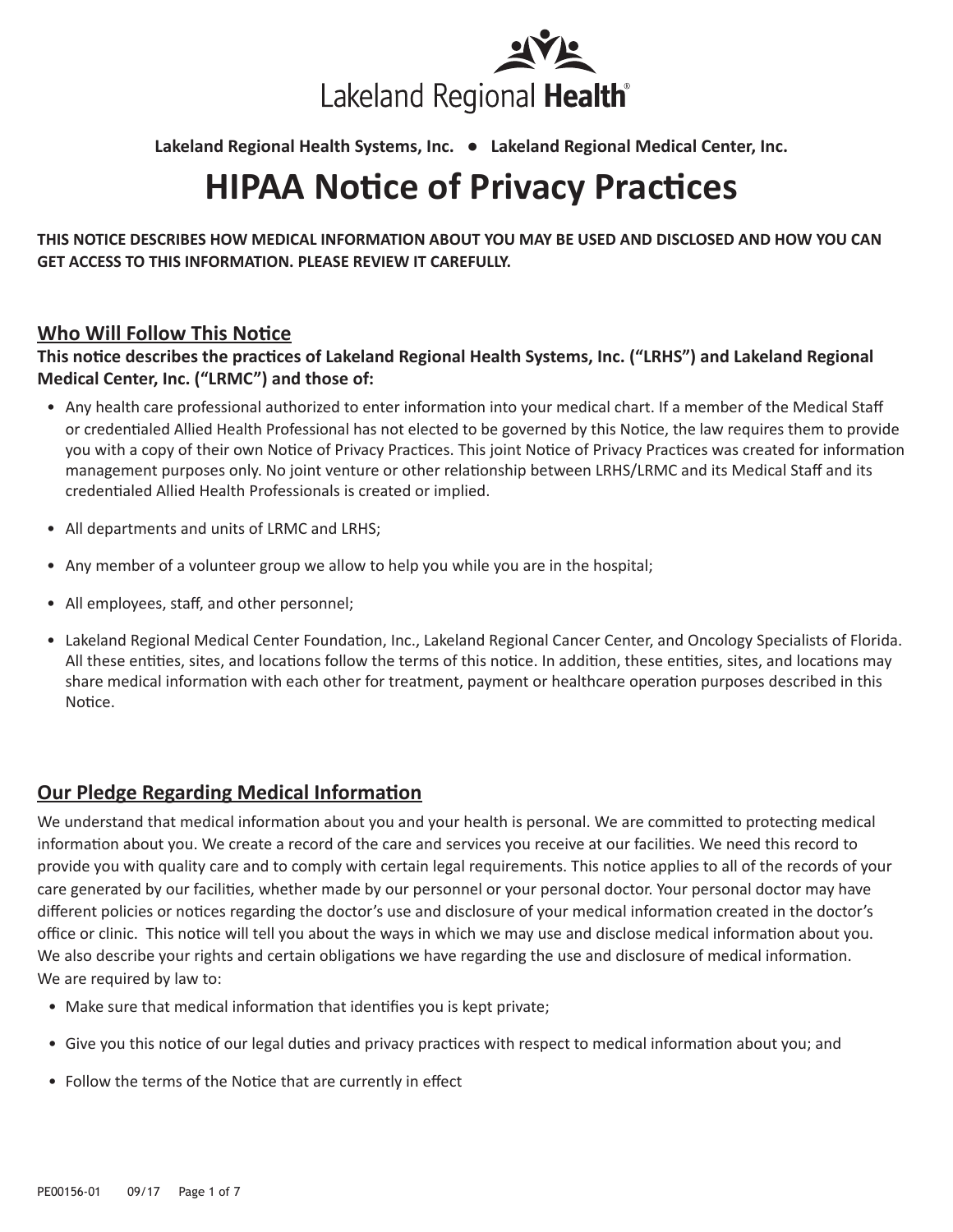Lakeland Regional Health

**Lakeland Regional Health Systems, Inc. ● Lakeland Regional Medical Center, Inc.**

# HIPAA Notice of Privacy Practices

**THIS NOTICE DESCRIBES HOW MEDICAL INFORMATION ABOUT YOU MAY BE USED AND DISCLOSED AND HOW YOU CAN GET ACCESS TO THIS INFORMATION. PLEASE REVIEW IT CAREFULLY.**

## Who Will Follow This Notice

**This notice describes the practices of Lakeland Regional Health Systems, Inc. ("LRHS") and Lakeland Regional Medical Center, Inc. ("LRMC") and those of:**

- Any health care professional authorized to enter information into your medical chart. If a member of the Medical Staff or credentialed Allied Health Professional has not elected to be governed by this Notice, the law requires them to provide you with a copy of their own Notice of Privacy Practices. This joint Notice of Privacy Practices was created for information management purposes only. No joint venture or other relationship between LRHS/LRMC and its Medical Staff and its credentialed Allied Health Professionals is created or implied.
- All departments and units of LRMC and LRHS;
- Any member of a volunteer group we allow to help you while you are in the hospital;
- All employees, staff, and other personnel;
- Lakeland Regional Medical Center Foundation, Inc., Lakeland Regional Cancer Center, and Oncology Specialists of Florida. All these entities, sites, and locations follow the terms of this notice. In addition, these entities, sites, and locations may share medical information with each other for treatment, payment or healthcare operation purposes described in this Notice.

## Our Pledge Regarding Medical Information

We understand that medical information about you and your health is personal. We are committed to protecting medical information about you. We create a record of the care and services you receive at our facilities. We need this record to provide you with quality care and to comply with certain legal requirements. This notice applies to all of the records of your care generated by our facilities, whether made by our personnel or your personal doctor. Your personal doctor may have different policies or notices regarding the doctor's use and disclosure of your medical information created in the doctor's office or clinic. This notice will tell you about the ways in which we may use and disclose medical information about you. We also describe your rights and certain obligations we have regarding the use and disclosure of medical information. We are required by law to:

- Make sure that medical information that identifies you is kept private;
- Give you this notice of our legal duties and privacy practices with respect to medical information about you; and
- Follow the terms of the Notice that are currently in effect

PE00156-01 09/17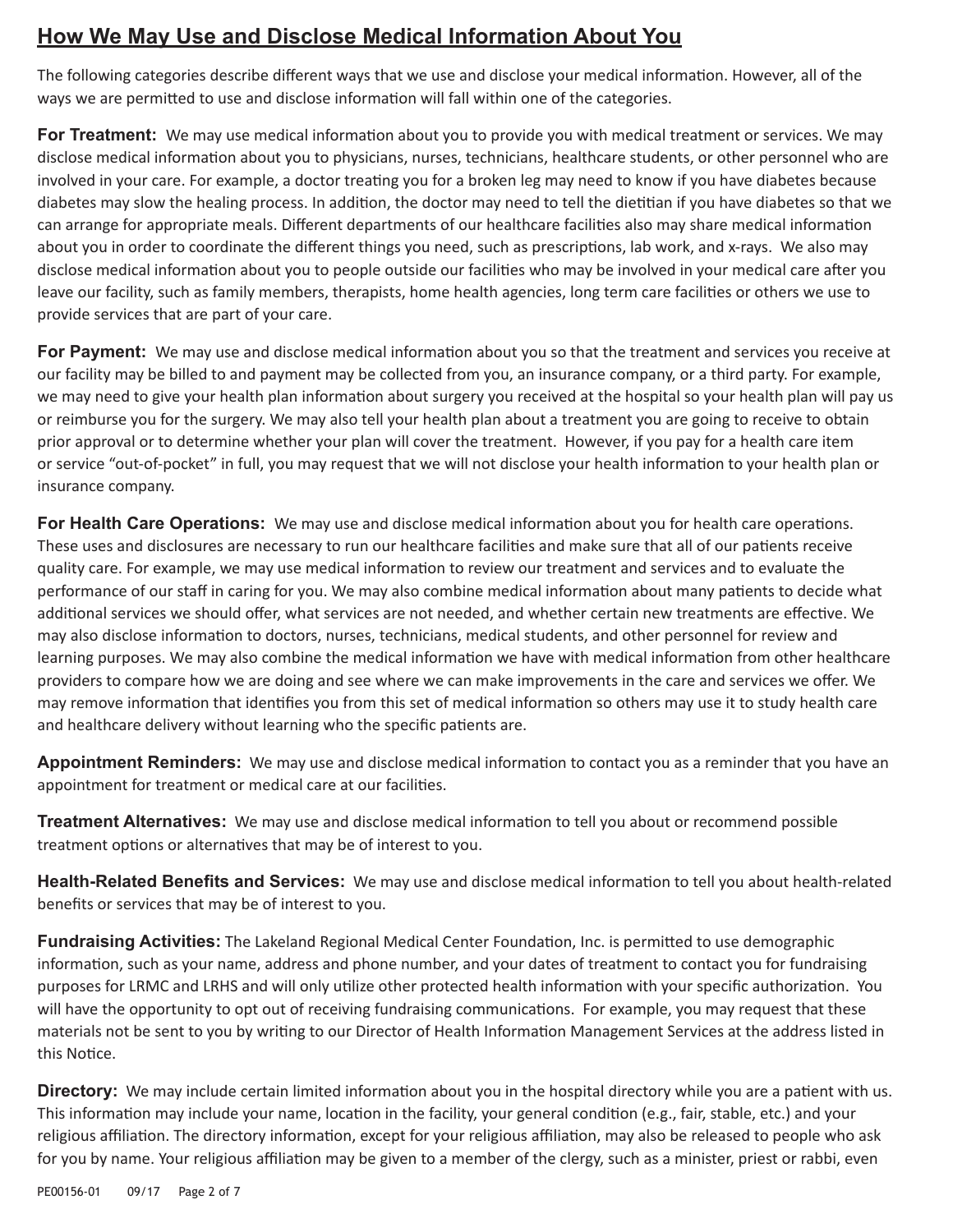## How We May Use and Disclose Medical Information About You

The following categories describe different ways that we use and disclose your medical information. However, all of the ways we are permitted to use and disclose information will fall within one of the categories.

**For Treatment:** We may use medical information about you to provide you with medical treatment or services. We may disclose medical information about you to physicians, nurses, technicians, healthcare students, or other personnel who are involved in your care. For example, a doctor treating you for a broken leg may need to know if you have diabetes because diabetes may slow the healing process. In addition, the doctor may need to tell the dietitian if you have diabetes so that we can arrange for appropriate meals. Different departments of our healthcare facilities also may share medical information about you in order to coordinate the different things you need, such as prescriptions, lab work, and x-rays. We also may disclose medical information about you to people outside our facilities who may be involved in your medical care after you leave our facility, such as family members, therapists, home health agencies, long term care facilities or others we use to provide services that are part of your care.

**For Payment:** We may use and disclose medical information about you so that the treatment and services you receive at our facility may be billed to and payment may be collected from you, an insurance company, or a third party. For example, we may need to give your health plan information about surgery you received at the hospital so your health plan will pay us or reimburse you for the surgery. We may also tell your health plan about a treatment you are going to receive to obtain prior approval or to determine whether your plan will cover the treatment. However, if you pay for a health care item or service "out-of-pocket" in full, you may request that we will not disclose your health information to your health plan or insurance company.

**For Health Care Operations:** We may use and disclose medical information about you for health care operations. These uses and disclosures are necessary to run our healthcare facilities and make sure that all of our patients receive quality care. For example, we may use medical information to review our treatment and services and to evaluate the performance of our staff in caring for you. We may also combine medical information about many patients to decide what additional services we should offer, what services are not needed, and whether certain new treatments are effective. We may also disclose information to doctors, nurses, technicians, medical students, and other personnel for review and learning purposes. We may also combine the medical information we have with medical information from other healthcare providers to compare how we are doing and see where we can make improvements in the care and services we offer. We may remove information that identifies you from this set of medical information so others may use it to study health care and healthcare delivery without learning who the specific patients are.

**Appointment Reminders:** We may use and disclose medical information to contact you as a reminder that you have an appointment for treatment or medical care at our facilities.

**Treatment Alternatives:** We may use and disclose medical information to tell you about or recommend possible treatment options or alternatives that may be of interest to you.

**Health-Related Benefits and Services:** We may use and disclose medical information to tell you about health-related benefits or services that may be of interest to you.

**Fundraising Activities:** The Lakeland Regional Medical Center Foundation, Inc. is permitted to use demographic information, such as your name, address and phone number, and your dates of treatment to contact you for fundraising purposes for LRMC and LRHS and will only utilize other protected health information with your specific authorization. You will have the opportunity to opt out of receiving fundraising communications. For example, you may request that these materials not be sent to you by writing to our Director of Health Information Management Services at the address listed in this Notice.

**Directory:** We may include certain limited information about you in the hospital directory while you are a patient with us. This information may include your name, location in the facility, your general condition (e.g., fair, stable, etc.) and your religious affiliation. The directory information, except for your religious affiliation, may also be released to people who ask for you by name. Your religious affiliation may be given to a member of the clergy, such as a minister, priest or rabbi, even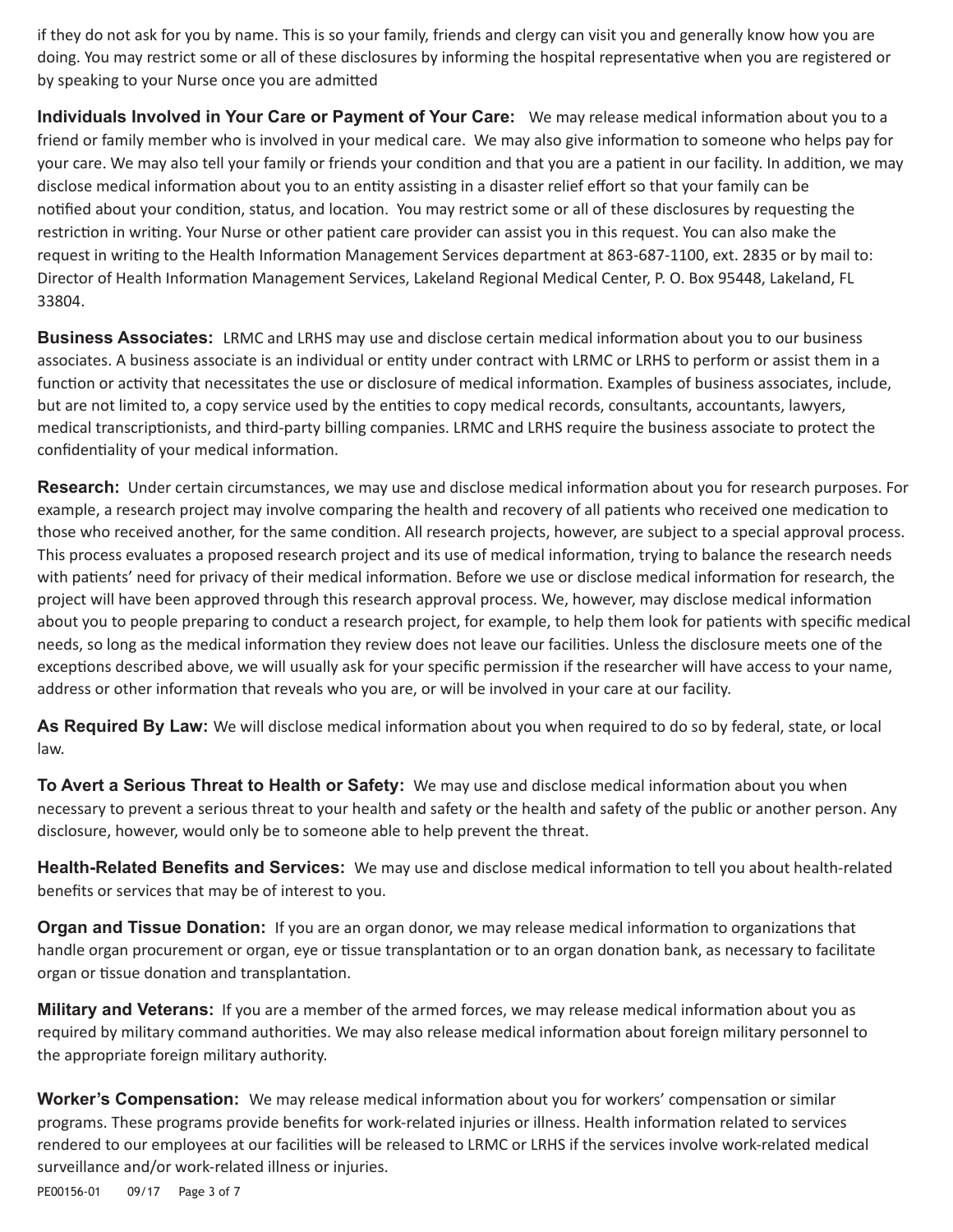if they do not ask for you by name. This is so your family, friends and clergy can visit you and generally know how you are doing. You may restrict some or all of these disclosures by informing the hospital representative when you are registered or by speaking to your Nurse once you are admitted

**Individuals Involved in Your Care or Payment of Your Care:** We may release medical information about you to a friend or family member who is involved in your medical care. We may also give information to someone who helps pay for your care. We may also tell your family or friends your condition and that you are a patient in our facility. In addition, we may disclose medical information about you to an entity assisting in a disaster relief effort so that your family can be notified about your condition, status, and location. You may restrict some or all of these disclosures by requesting the restriction in writing. Your Nurse or other patient care provider can assist you in this request. You can also make the request in writing to the Health Information Management Services department at 863-687-1100, ext. 2835 or by mail to: Director of Health Information Management Services, Lakeland Regional Medical Center, P. O. Box 95448, Lakeland, FL 33804.

**Business Associates:** LRMC and LRHS may use and disclose certain medical information about you to our business associates. A business associate is an individual or entity under contract with LRMC or LRHS to perform or assist them in a function or activity that necessitates the use or disclosure of medical information. Examples of business associates, include, but are not limited to, a copy service used by the entities to copy medical records, consultants, accountants, lawyers, medical transcriptionists, and third-party billing companies. LRMC and LRHS require the business associate to protect the confidentiality of your medical information.

**Research:** Under certain circumstances, we may use and disclose medical information about you for research purposes. For example, a research project may involve comparing the health and recovery of all patients who received one medication to those who received another, for the same condition. All research projects, however, are subject to a special approval process. This process evaluates a proposed research project and its use of medical information, trying to balance the research needs with patients' need for privacy of their medical information. Before we use or disclose medical information for research, the project will have been approved through this research approval process. We, however, may disclose medical information about you to people preparing to conduct a research project, for example, to help them look for patients with specific medical needs, so long as the medical information they review does not leave our facilities. Unless the disclosure meets one of the exceptions described above, we will usually ask for your specific permission if the researcher will have access to your name, address or other information that reveals who you are, or will be involved in your care at our facility.

**As Required By Law:** We will disclose medical information about you when required to do so by federal, state, or local law.

**To Avert a Serious Threat to Health or Safety:** We may use and disclose medical information about you when necessary to prevent a serious threat to your health and safety or the health and safety of the public or another person. Any disclosure, however, would only be to someone able to help prevent the threat.

**Health-Related Benefits and Services:** We may use and disclose medical information to tell you about health-related benefits or services that may be of interest to you.

**Organ and Tissue Donation:** If you are an organ donor, we may release medical information to organizations that handle organ procurement or organ, eye or tissue transplantation or to an organ donation bank, as necessary to facilitate organ or tissue donation and transplantation.

**Military and Veterans:** If you are a member of the armed forces, we may release medical information about you as required by military command authorities. We may also release medical information about foreign military personnel to the appropriate foreign military authority.

**Worker's Compensation:** We may release medical information about you for workers' compensation or similar programs. These programs provide benefits for work-related injuries or illness. Health information related to services rendered to our employees at our facilities will be released to LRMC or LRHS if the services involve work-related medical surveillance and/or work-related illness or injuries.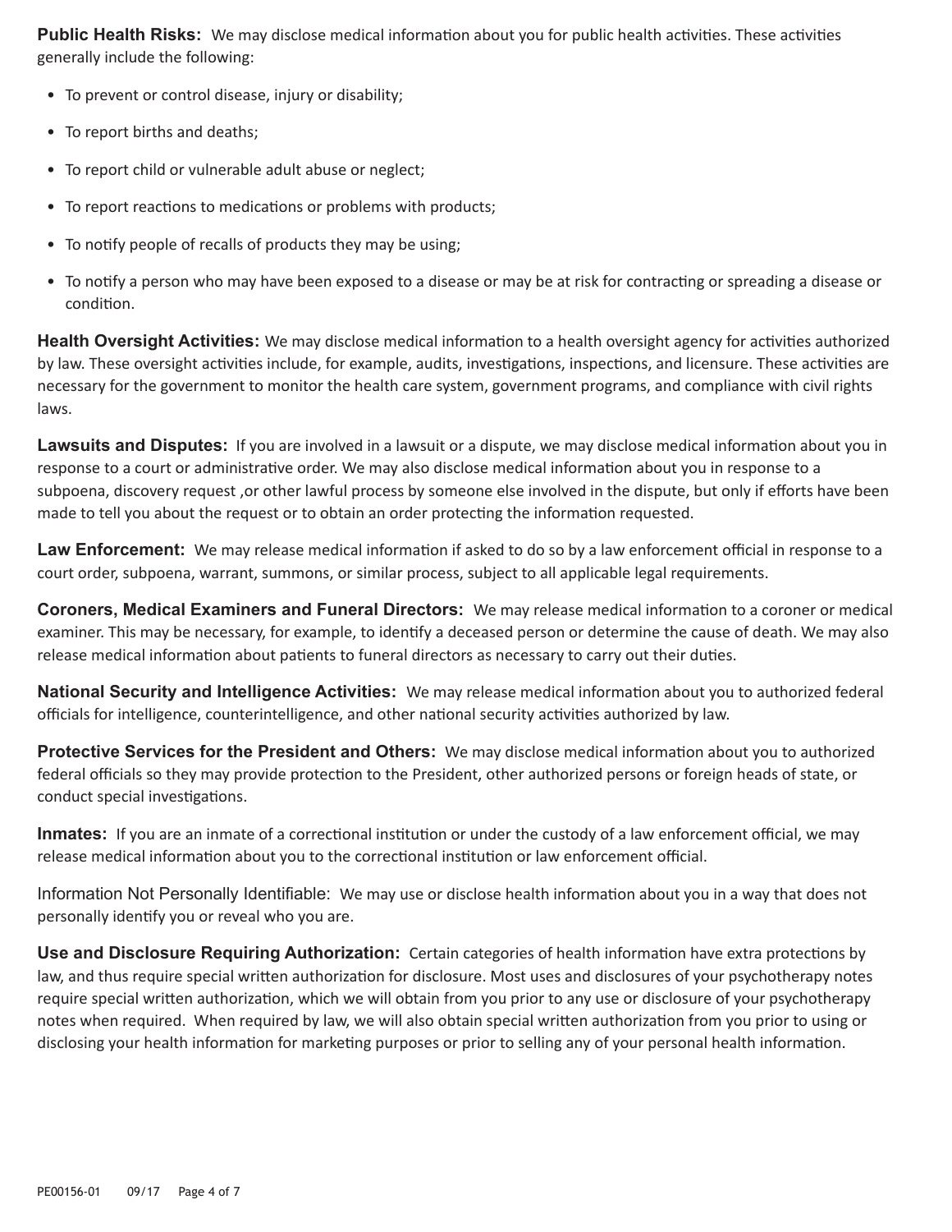**Public Health Risks:** We may disclose medical information about you for public health activities. These activities generally include the following:

- To prevent or control disease, injury or disability;
- To report births and deaths;
- To report child or vulnerable adult abuse or neglect;
- To report reactions to medications or problems with products;
- To notify people of recalls of products they may be using;
- To notify a person who may have been exposed to a disease or may be at risk for contracting or spreading a disease or condition.

**Health Oversight Activities:** We may disclose medical information to a health oversight agency for activities authorized by law. These oversight activities include, for example, audits, investigations, inspections, and licensure. These activities are necessary for the government to monitor the health care system, government programs, and compliance with civil rights laws.

**Lawsuits and Disputes:** If you are involved in a lawsuit or a dispute, we may disclose medical information about you in response to a court or administrative order. We may also disclose medical information about you in response to a subpoena, discovery request ,or other lawful process by someone else involved in the dispute, but only if efforts have been made to tell you about the request or to obtain an order protecting the information requested.

**Law Enforcement:** We may release medical information if asked to do so by a law enforcement official in response to a court order, subpoena, warrant, summons, or similar process, subject to all applicable legal requirements.

**Coroners, Medical Examiners and Funeral Directors:** We may release medical information to a coroner or medical examiner. This may be necessary, for example, to identify a deceased person or determine the cause of death. We may also release medical information about patients to funeral directors as necessary to carry out their duties.

**National Security and Intelligence Activities:** We may release medical information about you to authorized federal officials for intelligence, counterintelligence, and other national security activities authorized by law.

**Protective Services for the President and Others:** We may disclose medical information about you to authorized federal officials so they may provide protection to the President, other authorized persons or foreign heads of state, or conduct special investigations.

**Inmates:** If you are an inmate of a correctional institution or under the custody of a law enforcement official, we may release medical information about you to the correctional institution or law enforcement official.

Information Not Personally Identifiable: We may use or disclose health information about you in a way that does not personally identify you or reveal who you are.

**Use and Disclosure Requiring Authorization:** Certain categories of health information have extra protections by law, and thus require special written authorization for disclosure. Most uses and disclosures of your psychotherapy notes require special written authorization, which we will obtain from you prior to any use or disclosure of your psychotherapy notes when required. When required by law, we will also obtain special written authorization from you prior to using or disclosing your health information for marketing purposes or prior to selling any of your personal health information.

PE00156-01 09/17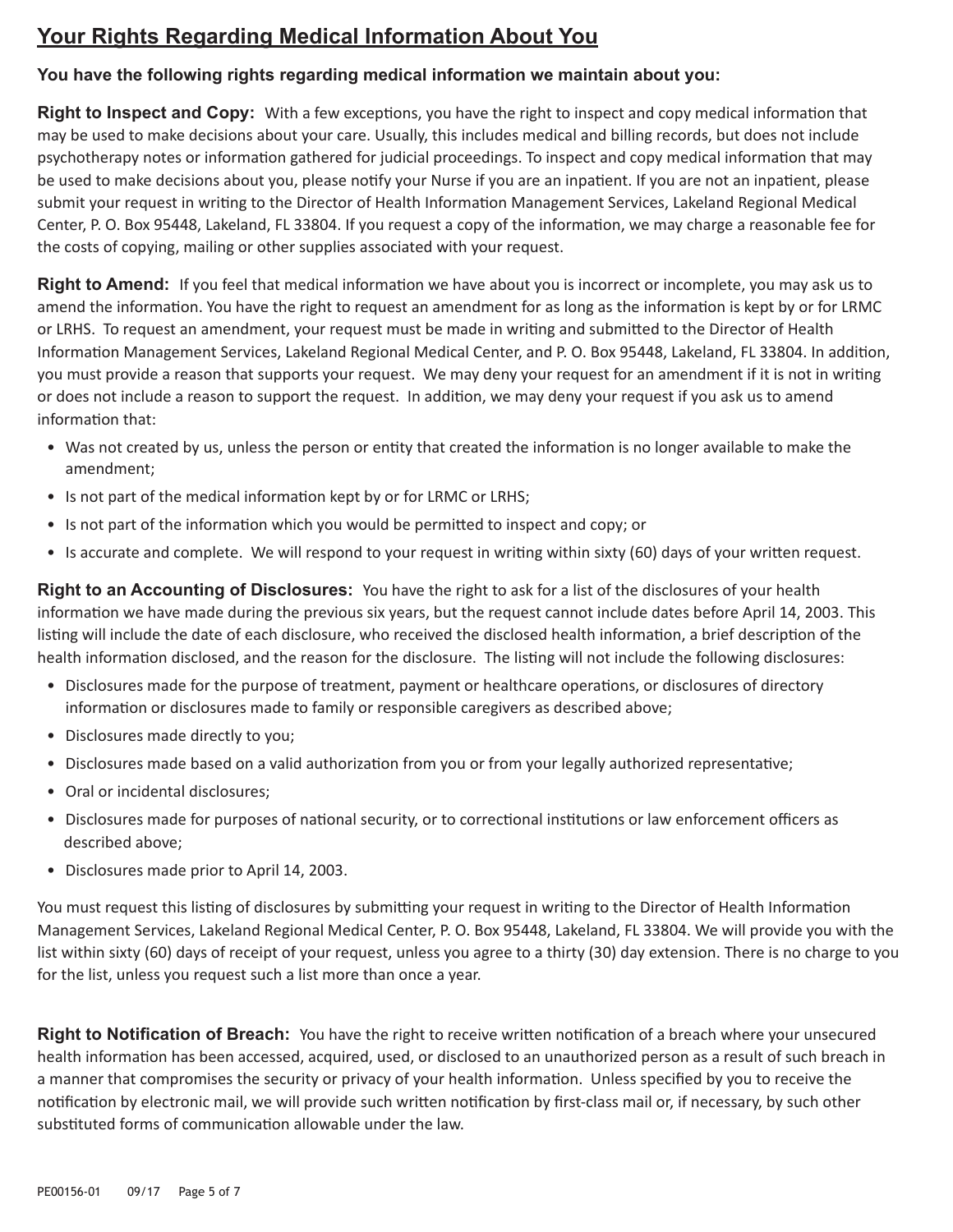## Your Rights Regarding Medical Information About You

### You have the following rights regarding medical information we maintain about you:

**Right to Inspect and Copy:** With a few exceptions, you have the right to inspect and copy medical information that may be used to make decisions about your care. Usually, this includes medical and billing records, but does not include psychotherapy notes or information gathered for judicial proceedings. To inspect and copy medical information that may be used to make decisions about you, please notify your Nurse if you are an inpatient. If you are not an inpatient, please submit your request in writing to the Director of Health Information Management Services, Lakeland Regional Medical Center, P. O. Box 95448, Lakeland, FL 33804. If you request a copy of the information, we may charge a reasonable fee for the costs of copying, mailing or other supplies associated with your request.

**Right to Amend:** If you feel that medical information we have about you is incorrect or incomplete, you may ask us to amend the information. You have the right to request an amendment for as long as the information is kept by or for LRMC or LRHS. To request an amendment, your request must be made in writing and submitted to the Director of Health Information Management Services, Lakeland Regional Medical Center, and P. O. Box 95448, Lakeland, FL 33804. In addition, you must provide a reason that supports your request. We may deny your request for an amendment if it is not in writing or does not include a reason to support the request. In addition, we may deny your request if you ask us to amend information that:

- Was not created by us, unless the person or entity that created the information is no longer available to make the amendment;
- Is not part of the medical information kept by or for LRMC or LRHS;
- Is not part of the information which you would be permitted to inspect and copy; or
- Is accurate and complete. We will respond to your request in writing within sixty (60) days of your written request.

**Right to an Accounting of Disclosures:** You have the right to ask for a list of the disclosures of your health information we have made during the previous six years, but the request cannot include dates before April 14, 2003. This listing will include the date of each disclosure, who received the disclosed health information, a brief description of the health information disclosed, and the reason for the disclosure. The listing will not include the following disclosures:

- Disclosures made for the purpose of treatment, payment or healthcare operations, or disclosures of directory information or disclosures made to family or responsible caregivers as described above;
- Disclosures made directly to you;
- Disclosures made based on a valid authorization from you or from your legally authorized representative;
- Oral or incidental disclosures;
- Disclosures made for purposes of national security, or to correctional institutions or law enforcement officers as described above;
- Disclosures made prior to April 14, 2003.

You must request this listing of disclosures by submitting your request in writing to the Director of Health Information Management Services, Lakeland Regional Medical Center, P. O. Box 95448, Lakeland, FL 33804. We will provide you with the list within sixty (60) days of receipt of your request, unless you agree to a thirty (30) day extension. There is no charge to you for the list, unless you request such a list more than once a year.

**Right to Notification of Breach:** You have the right to receive written notification of a breach where your unsecured health information has been accessed, acquired, used, or disclosed to an unauthorized person as a result of such breach in a manner that compromises the security or privacy of your health information. Unless specified by you to receive the notification by electronic mail, we will provide such written notification by first-class mail or, if necessary, by such other substituted forms of communication allowable under the law.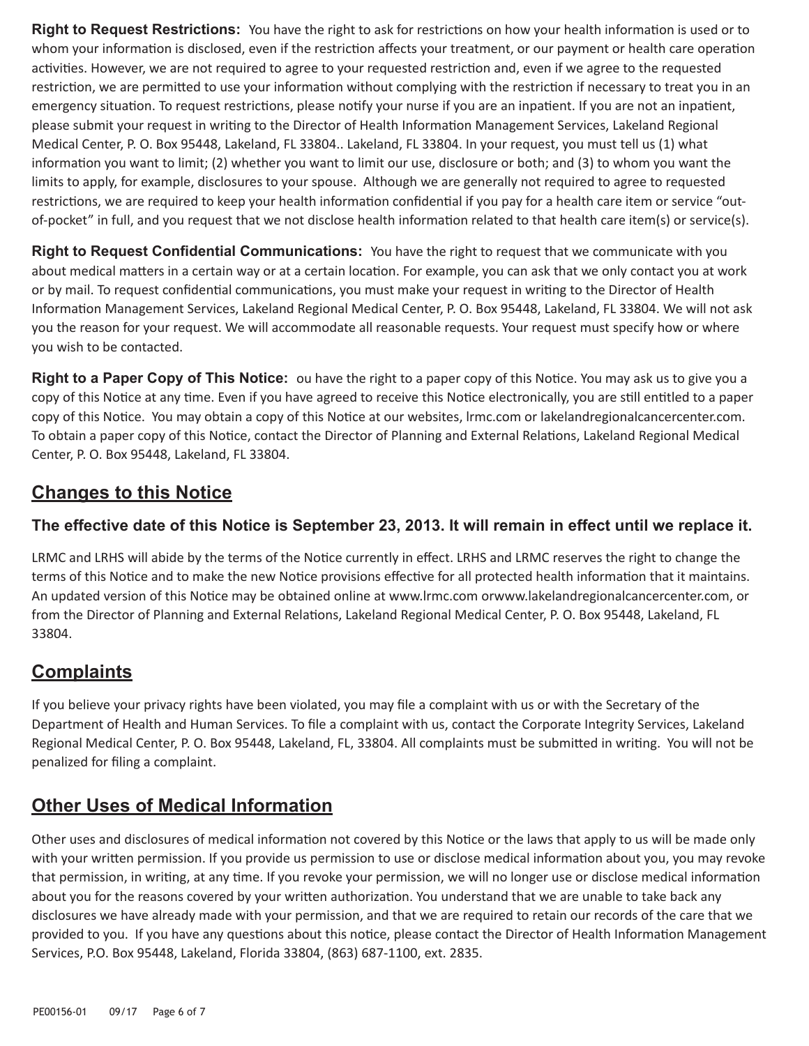**Right to Request Restrictions:** You have the right to ask for restrictions on how your health information is used or to whom your information is disclosed, even if the restriction affects your treatment, or our payment or health care operation activities. However, we are not required to agree to your requested restriction and, even if we agree to the requested restriction, we are permitted to use your information without complying with the restriction if necessary to treat you in an emergency situation. To request restrictions, please notify your nurse if you are an inpatient. If you are not an inpatient, please submit your request in writing to the Director of Health Information Management Services, Lakeland Regional Medical Center, P. O. Box 95448, Lakeland, FL 33804.. Lakeland, FL 33804. In your request, you must tell us (1) what information you want to limit; (2) whether you want to limit our use, disclosure or both; and (3) to whom you want the limits to apply, for example, disclosures to your spouse. Although we are generally not required to agree to requested restrictions, we are required to keep your health information confidential if you pay for a health care item or service "out-of-pocket" in full, and you request that we not disclose health information related to that health care item(s) or service(s).

**Right to Request Confidential Communications:** You have the right to request that we communicate with you about medical matters in a certain way or at a certain location. For example, you can ask that we only contact you at work or by mail. To request confidential communications, you must make your request in writing to the Director of Health Information Management Services, Lakeland Regional Medical Center, P. O. Box 95448, Lakeland, FL 33804. We will not ask you the reason for your request. We will accommodate all reasonable requests. Your request must specify how or where you wish to be contacted.

**Right to a Paper Copy of This Notice:** ou have the right to a paper copy of this Notice. You may ask us to give you a copy of this Notice at any time. Even if you have agreed to receive this Notice electronically, you are still entitled to a paper copy of this Notice. You may obtain a copy of this Notice at our websites, lrmc.com or lakelandregionalcancercenter.com. To obtain a paper copy of this Notice, contact the Director of Planning and External Relations, Lakeland Regional Medical Center, P. O. Box 95448, Lakeland, FL 33804.

## Changes to this Notice

### The effective date of this Notice is September 23, 2013. It will remain in effect until we replace it.

LRMC and LRHS will abide by the terms of the Notice currently in effect. LRHS and LRMC reserves the right to change the terms of this Notice and to make the new Notice provisions effective for all protected health information that it maintains. An updated version of this Notice may be obtained online at www.lrmc.com orwww.lakelandregionalcancercenter.com, or from the Director of Planning and External Relations, Lakeland Regional Medical Center, P. O. Box 95448, Lakeland, FL 33804.

## Complaints

If you believe your privacy rights have been violated, you may file a complaint with us or with the Secretary of the Department of Health and Human Services. To file a complaint with us, contact the Corporate Integrity Services, Lakeland Regional Medical Center, P. O. Box 95448, Lakeland, FL, 33804. All complaints must be submitted in writing. You will not be penalized for filing a complaint.

## Other Uses of Medical Information

Other uses and disclosures of medical information not covered by this Notice or the laws that apply to us will be made only with your written permission. If you provide us permission to use or disclose medical information about you, you may revoke that permission, in writing, at any time. If you revoke your permission, we will no longer use or disclose medical information about you for the reasons covered by your written authorization. You understand that we are unable to take back any disclosures we have already made with your permission, and that we are required to retain our records of the care that we provided to you. If you have any questions about this notice, please contact the Director of Health Information Management Services, P.O. Box 95448, Lakeland, Florida 33804, (863) 687-1100, ext. 2835.

PE00156-01 09/17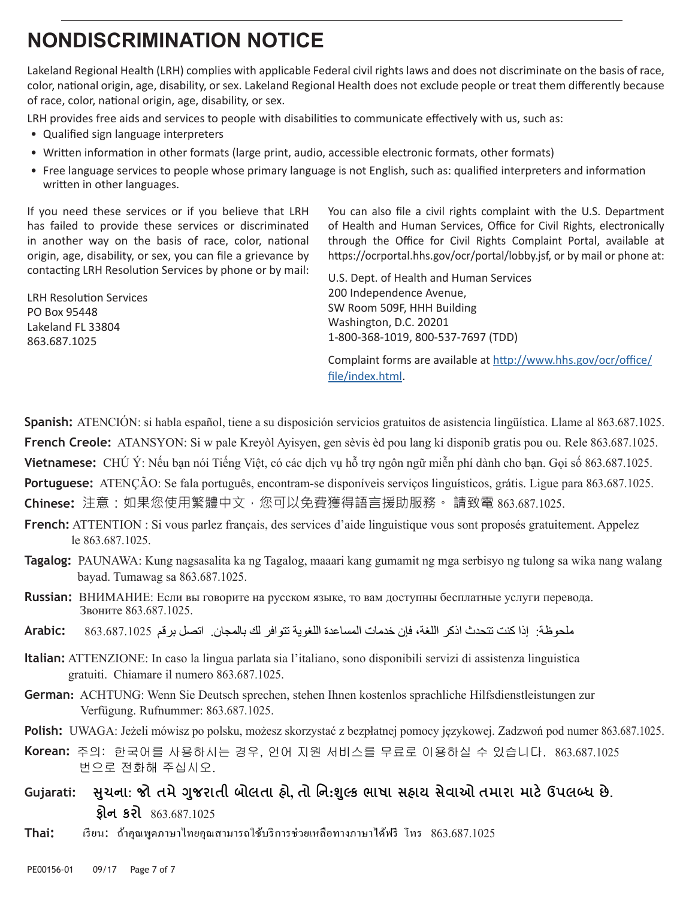# NONDISCRIMINATION NOTICE

Lakeland Regional Health (LRH) complies with applicable Federal civil rights laws and does not discriminate on the basis of race, color, national origin, age, disability, or sex. Lakeland Regional Health does not exclude people or treat them differently because of race, color, national origin, age, disability, or sex.

LRH provides free aids and services to people with disabilities to communicate effectively with us, such as:

- Qualified sign language interpreters
- Written information in other formats (large print, audio, accessible electronic formats, other formats)
- Free language services to people whose primary language is not English, such as: qualified interpreters and information written in other languages.

If you need these services or if you believe that LRH has failed to provide these services or discriminated in another way on the basis of race, color, national origin, age, disability, or sex, you can file a grievance by contacting LRH Resolution Services by phone or by mail:

LRH Resolution Services
PO Box 95448
Lakeland FL 33804
863.687.1025

You can also file a civil rights complaint with the U.S. Department of Health and Human Services, Office for Civil Rights, electronically through the Office for Civil Rights Complaint Portal, available at https://ocrportal.hhs.gov/ocr/portal/lobby.jsf, or by mail or phone at:

U.S. Dept. of Health and Human Services
200 Independence Avenue,
SW Room 509F, HHH Building
Washington, D.C. 20201
1-800-368-1019, 800-537-7697 (TDD)

Complaint forms are available at http://www.hhs.gov/ocr/office/file/index.html.

**Spanish:** ATENCIÓN: si habla español, tiene a su disposición servicios gratuitos de asistencia lingüística. Llame al 863.687.1025.

**French Creole:** ATANSYON: Si w pale Kreyòl Ayisyen, gen sèvis èd pou lang ki disponib gratis pou ou. Rele 863.687.1025.

**Vietnamese:** CHÚ Ý: Nếu bạn nói Tiếng Việt, có các dịch vụ hỗ trợ ngôn ngữ miễn phí dành cho bạn. Gọi số 863.687.1025.

**Portuguese:** ATENÇÃO: Se fala português, encontram-se disponíveis serviços linguísticos, grátis. Ligue para 863.687.1025.

**Chinese:** 注意：如果您使用繁體中文，您可以免費獲得語言援助服務。 請致電 863.687.1025.

**French:** ATTENTION : Si vous parlez français, des services d'aide linguistique vous sont proposés gratuitement. Appelez le 863.687.1025.

**Tagalog:** PAUNAWA: Kung nagsasalita ka ng Tagalog, maaari kang gumamit ng mga serbisyo ng tulong sa wika nang walang bayad. Tumawag sa 863.687.1025.

**Russian:** ВНИМАНИЕ: Если вы говорите на русском языке, то вам доступны бесплатные услуги перевода. Звоните 863.687.1025.

**Arabic:** ملحوظة: إذا كنت تتحدث اذكر اللغة، فإن خدمات المساعدة اللغوية تتوافر لك بالمجان. اتصل برقم 863.687.1025

**Italian:** ATTENZIONE: In caso la lingua parlata sia l'italiano, sono disponibili servizi di assistenza linguistica gratuiti. Chiamare il numero 863.687.1025.

**German:** ACHTUNG: Wenn Sie Deutsch sprechen, stehen Ihnen kostenlos sprachliche Hilfsdienstleistungen zur Verfügung. Rufnummer: 863.687.1025.

**Polish:** UWAGA: Jeżeli mówisz po polsku, możesz skorzystać z bezpłatnej pomocy językowej. Zadzwoń pod numer 863.687.1025.

**Korean:** 주의: 한국어를 사용하시는 경우, 언어 지원 서비스를 무료로 이용하실 수 있습니다. 863.687.1025 번으로 전화해 주십시오.

**Gujarati:** સુચના: જો તમે ગુજરાતી બોલતા હો, તો નિ:શુલ્ક ભાષા સહાય સેવાઓ તમારા માટે ઉપલબ્ધ છે. ફોન કરો 863.687.1025

**Thai:** เรียน: ถ้าคุณพูดภาษาไทยคุณสามารถใช้บริการช่วยเหลือทางภาษาได้ฟรี โทร 863.687.1025

PE00156-01 09/17